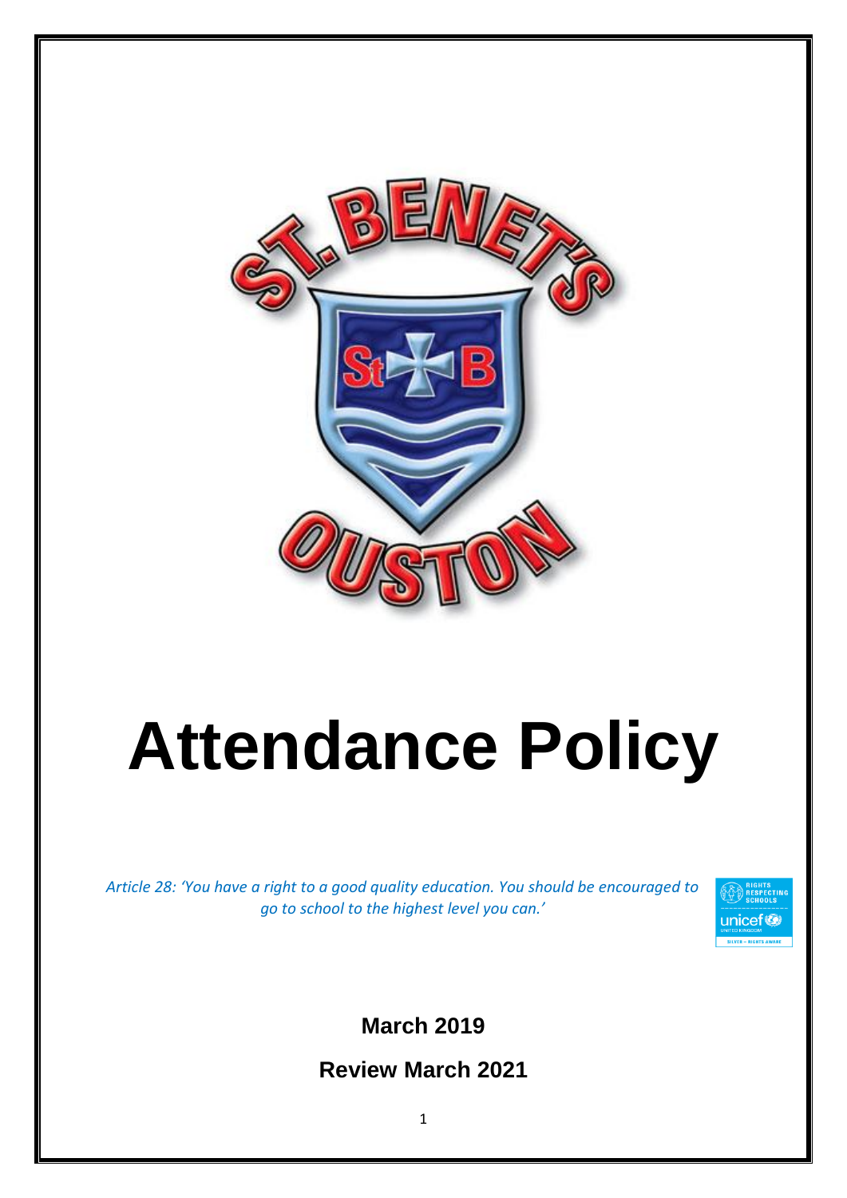# Attendance Policy

*Article 28: 'You have a right to a good quality education. You should be encouraged to go to school to the highest level you can.'*

**March 2019**

**Review March 2021**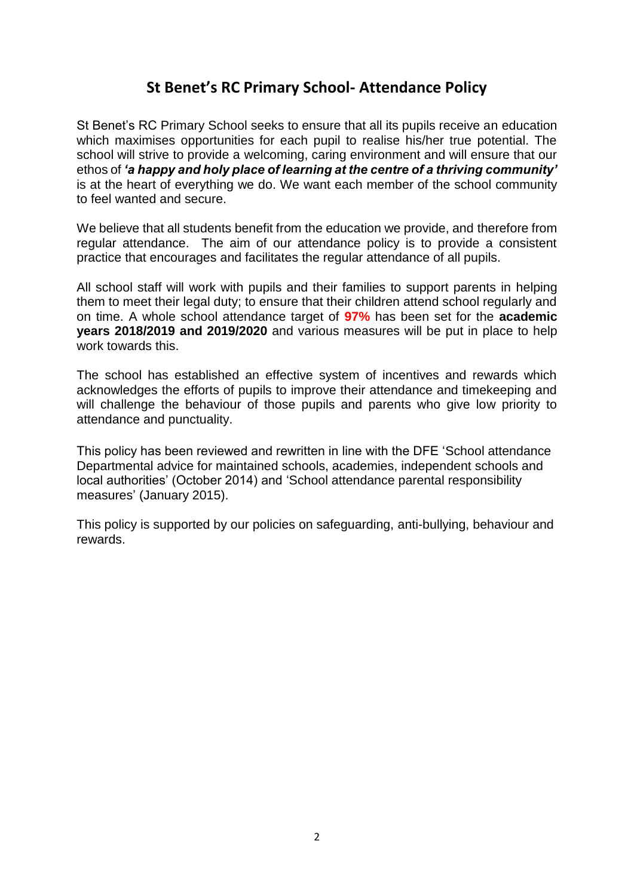# St Benet's RC Primary School- Attendance Policy

St Benet's RC Primary School seeks to ensure that all its pupils receive an education which maximises opportunities for each pupil to realise his/her true potential. The school will strive to provide a welcoming, caring environment and will ensure that our ethos of ***'a happy and holy place of learning at the centre of a thriving community'*** is at the heart of everything we do. We want each member of the school community to feel wanted and secure.

We believe that all students benefit from the education we provide, and therefore from regular attendance. The aim of our attendance policy is to provide a consistent practice that encourages and facilitates the regular attendance of all pupils.

All school staff will work with pupils and their families to support parents in helping them to meet their legal duty; to ensure that their children attend school regularly and on time. A whole school attendance target of **97%** has been set for the **academic years 2018/2019 and 2019/2020** and various measures will be put in place to help work towards this.

The school has established an effective system of incentives and rewards which acknowledges the efforts of pupils to improve their attendance and timekeeping and will challenge the behaviour of those pupils and parents who give low priority to attendance and punctuality.

This policy has been reviewed and rewritten in line with the DFE 'School attendance Departmental advice for maintained schools, academies, independent schools and local authorities' (October 2014) and 'School attendance parental responsibility measures' (January 2015).

This policy is supported by our policies on safeguarding, anti-bullying, behaviour and rewards.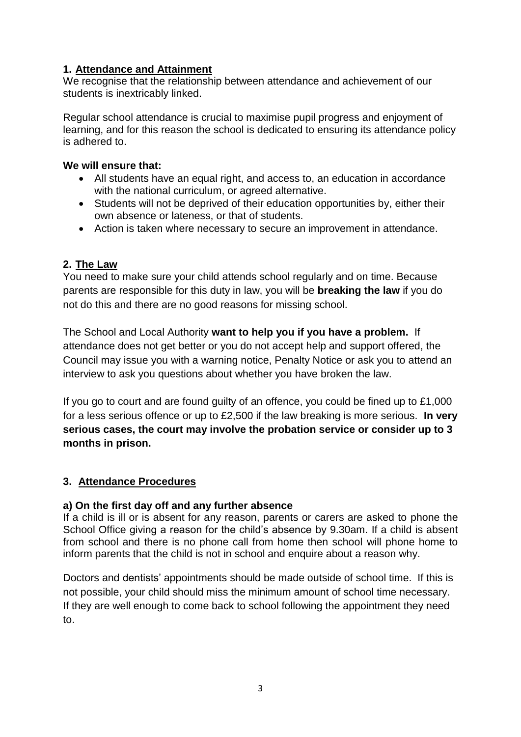## 1. Attendance and Attainment

We recognise that the relationship between attendance and achievement of our students is inextricably linked.

Regular school attendance is crucial to maximise pupil progress and enjoyment of learning, and for this reason the school is dedicated to ensuring its attendance policy is adhered to.

**We will ensure that:**

- All students have an equal right, and access to, an education in accordance with the national curriculum, or agreed alternative.
- Students will not be deprived of their education opportunities by, either their own absence or lateness, or that of students.
- Action is taken where necessary to secure an improvement in attendance.

## 2. The Law

You need to make sure your child attends school regularly and on time. Because parents are responsible for this duty in law, you will be **breaking the law** if you do not do this and there are no good reasons for missing school.

The School and Local Authority **want to help you if you have a problem.** If attendance does not get better or you do not accept help and support offered, the Council may issue you with a warning notice, Penalty Notice or ask you to attend an interview to ask you questions about whether you have broken the law.

If you go to court and are found guilty of an offence, you could be fined up to £1,000 for a less serious offence or up to £2,500 if the law breaking is more serious. **In very serious cases, the court may involve the probation service or consider up to 3 months in prison.**

## 3. Attendance Procedures

### a) On the first day off and any further absence

If a child is ill or is absent for any reason, parents or carers are asked to phone the School Office giving a reason for the child's absence by 9.30am. If a child is absent from school and there is no phone call from home then school will phone home to inform parents that the child is not in school and enquire about a reason why.

Doctors and dentists' appointments should be made outside of school time. If this is not possible, your child should miss the minimum amount of school time necessary. If they are well enough to come back to school following the appointment they need to.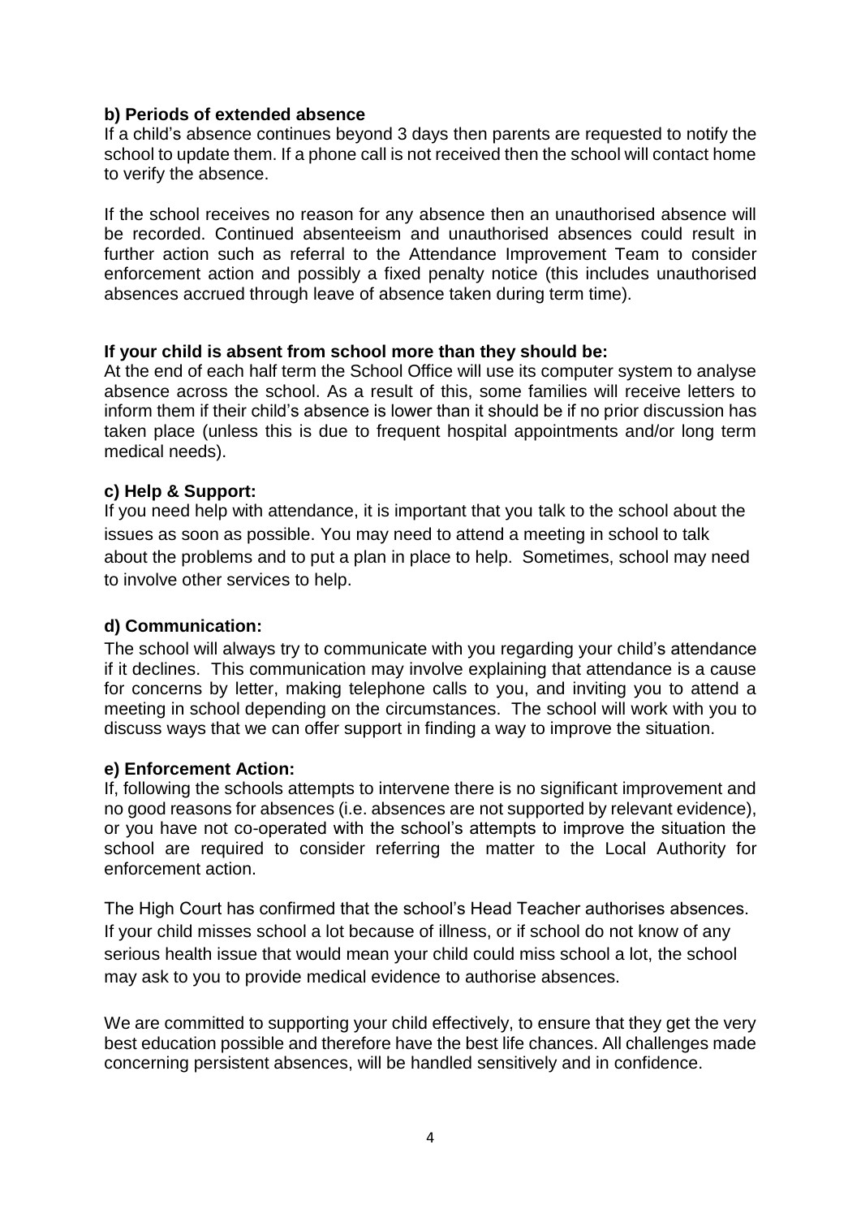**b) Periods of extended absence**

If a child's absence continues beyond 3 days then parents are requested to notify the school to update them. If a phone call is not received then the school will contact home to verify the absence.

If the school receives no reason for any absence then an unauthorised absence will be recorded. Continued absenteeism and unauthorised absences could result in further action such as referral to the Attendance Improvement Team to consider enforcement action and possibly a fixed penalty notice (this includes unauthorised absences accrued through leave of absence taken during term time).

**If your child is absent from school more than they should be:**

At the end of each half term the School Office will use its computer system to analyse absence across the school. As a result of this, some families will receive letters to inform them if their child's absence is lower than it should be if no prior discussion has taken place (unless this is due to frequent hospital appointments and/or long term medical needs).

**c) Help & Support:**

If you need help with attendance, it is important that you talk to the school about the issues as soon as possible. You may need to attend a meeting in school to talk about the problems and to put a plan in place to help. Sometimes, school may need to involve other services to help.

**d) Communication:**

The school will always try to communicate with you regarding your child's attendance if it declines. This communication may involve explaining that attendance is a cause for concerns by letter, making telephone calls to you, and inviting you to attend a meeting in school depending on the circumstances. The school will work with you to discuss ways that we can offer support in finding a way to improve the situation.

**e) Enforcement Action:**

If, following the schools attempts to intervene there is no significant improvement and no good reasons for absences (i.e. absences are not supported by relevant evidence), or you have not co-operated with the school's attempts to improve the situation the school are required to consider referring the matter to the Local Authority for enforcement action.

The High Court has confirmed that the school's Head Teacher authorises absences. If your child misses school a lot because of illness, or if school do not know of any serious health issue that would mean your child could miss school a lot, the school may ask to you to provide medical evidence to authorise absences.

We are committed to supporting your child effectively, to ensure that they get the very best education possible and therefore have the best life chances. All challenges made concerning persistent absences, will be handled sensitively and in confidence.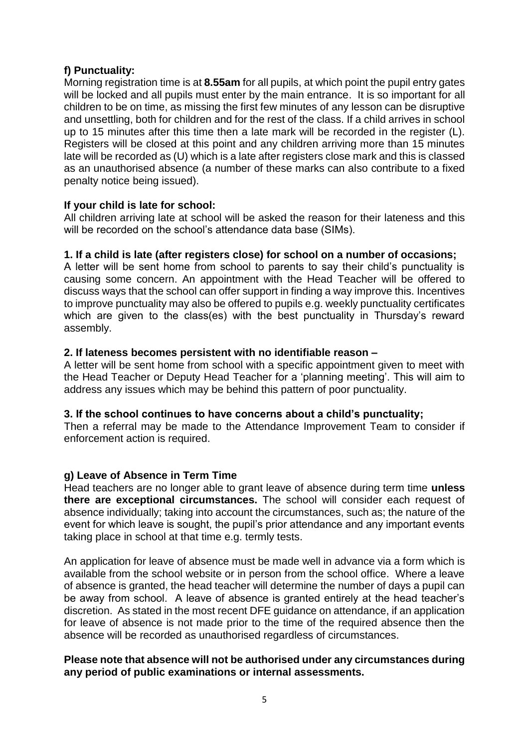### f) Punctuality:

Morning registration time is at **8.55am** for all pupils, at which point the pupil entry gates will be locked and all pupils must enter by the main entrance. It is so important for all children to be on time, as missing the first few minutes of any lesson can be disruptive and unsettling, both for children and for the rest of the class. If a child arrives in school up to 15 minutes after this time then a late mark will be recorded in the register (L). Registers will be closed at this point and any children arriving more than 15 minutes late will be recorded as (U) which is a late after registers close mark and this is classed as an unauthorised absence (a number of these marks can also contribute to a fixed penalty notice being issued).

**If your child is late for school:**

All children arriving late at school will be asked the reason for their lateness and this will be recorded on the school's attendance data base (SIMs).

**1. If a child is late (after registers close) for school on a number of occasions;**

A letter will be sent home from school to parents to say their child's punctuality is causing some concern. An appointment with the Head Teacher will be offered to discuss ways that the school can offer support in finding a way improve this. Incentives to improve punctuality may also be offered to pupils e.g. weekly punctuality certificates which are given to the class(es) with the best punctuality in Thursday's reward assembly.

**2. If lateness becomes persistent with no identifiable reason –**

A letter will be sent home from school with a specific appointment given to meet with the Head Teacher or Deputy Head Teacher for a 'planning meeting'. This will aim to address any issues which may be behind this pattern of poor punctuality.

**3. If the school continues to have concerns about a child's punctuality;**

Then a referral may be made to the Attendance Improvement Team to consider if enforcement action is required.

### g) Leave of Absence in Term Time

Head teachers are no longer able to grant leave of absence during term time **unless there are exceptional circumstances.** The school will consider each request of absence individually; taking into account the circumstances, such as; the nature of the event for which leave is sought, the pupil's prior attendance and any important events taking place in school at that time e.g. termly tests.

An application for leave of absence must be made well in advance via a form which is available from the school website or in person from the school office. Where a leave of absence is granted, the head teacher will determine the number of days a pupil can be away from school. A leave of absence is granted entirely at the head teacher's discretion. As stated in the most recent DFE guidance on attendance, if an application for leave of absence is not made prior to the time of the required absence then the absence will be recorded as unauthorised regardless of circumstances.

**Please note that absence will not be authorised under any circumstances during any period of public examinations or internal assessments.**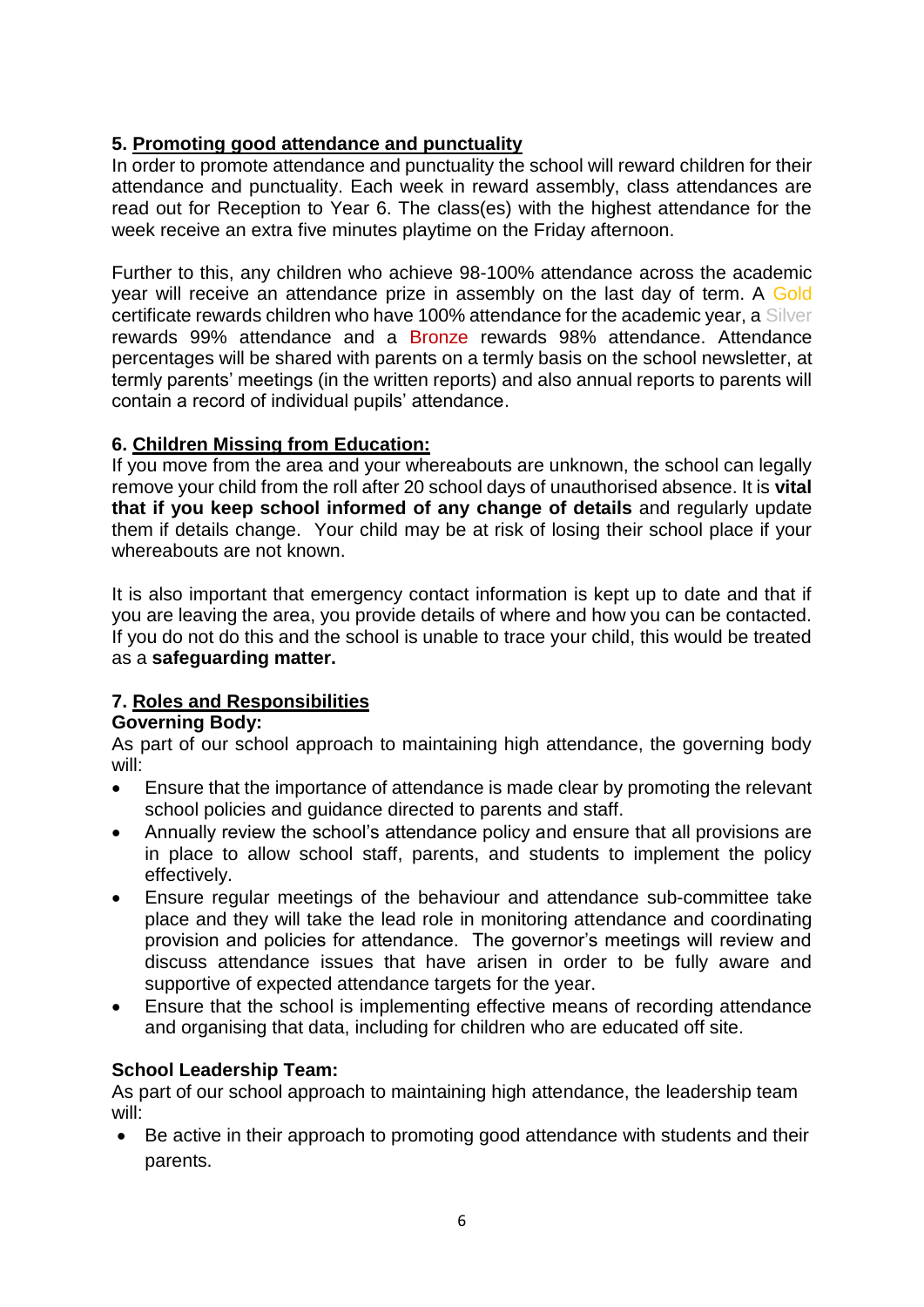## 5. Promoting good attendance and punctuality

In order to promote attendance and punctuality the school will reward children for their attendance and punctuality. Each week in reward assembly, class attendances are read out for Reception to Year 6. The class(es) with the highest attendance for the week receive an extra five minutes playtime on the Friday afternoon.

Further to this, any children who achieve 98-100% attendance across the academic year will receive an attendance prize in assembly on the last day of term. A Gold certificate rewards children who have 100% attendance for the academic year, a Silver rewards 99% attendance and a Bronze rewards 98% attendance. Attendance percentages will be shared with parents on a termly basis on the school newsletter, at termly parents' meetings (in the written reports) and also annual reports to parents will contain a record of individual pupils' attendance.

## 6. Children Missing from Education:

If you move from the area and your whereabouts are unknown, the school can legally remove your child from the roll after 20 school days of unauthorised absence. It is **vital that if you keep school informed of any change of details** and regularly update them if details change. Your child may be at risk of losing their school place if your whereabouts are not known.

It is also important that emergency contact information is kept up to date and that if you are leaving the area, you provide details of where and how you can be contacted. If you do not do this and the school is unable to trace your child, this would be treated as a **safeguarding matter.**

## 7. Roles and Responsibilities

**Governing Body:**

As part of our school approach to maintaining high attendance, the governing body will:

- Ensure that the importance of attendance is made clear by promoting the relevant school policies and guidance directed to parents and staff.
- Annually review the school's attendance policy and ensure that all provisions are in place to allow school staff, parents, and students to implement the policy effectively.
- Ensure regular meetings of the behaviour and attendance sub-committee take place and they will take the lead role in monitoring attendance and coordinating provision and policies for attendance. The governor's meetings will review and discuss attendance issues that have arisen in order to be fully aware and supportive of expected attendance targets for the year.
- Ensure that the school is implementing effective means of recording attendance and organising that data, including for children who are educated off site.

**School Leadership Team:**

As part of our school approach to maintaining high attendance, the leadership team will:

- Be active in their approach to promoting good attendance with students and their parents.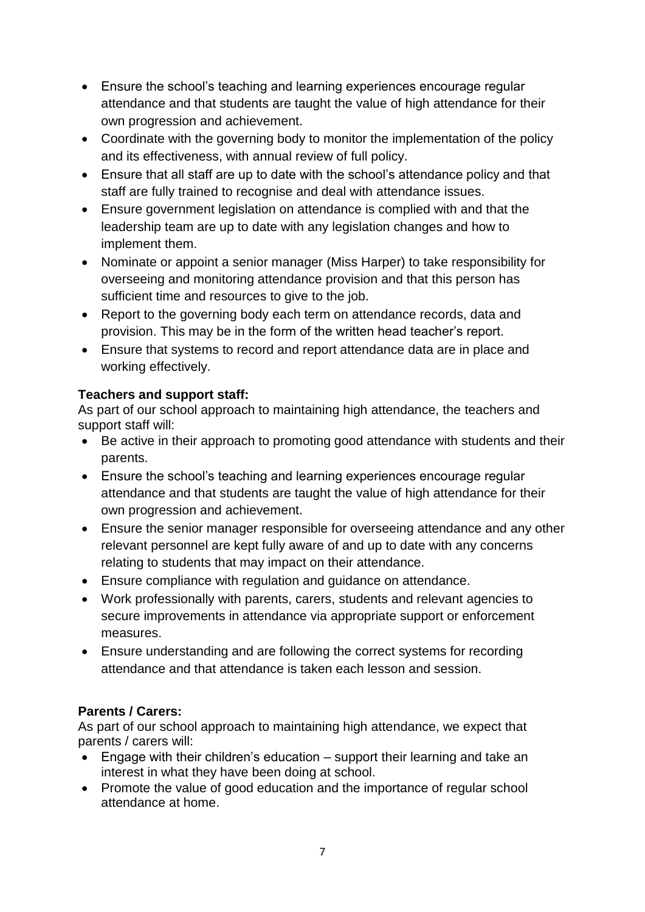- Ensure the school's teaching and learning experiences encourage regular attendance and that students are taught the value of high attendance for their own progression and achievement.
- Coordinate with the governing body to monitor the implementation of the policy and its effectiveness, with annual review of full policy.
- Ensure that all staff are up to date with the school's attendance policy and that staff are fully trained to recognise and deal with attendance issues.
- Ensure government legislation on attendance is complied with and that the leadership team are up to date with any legislation changes and how to implement them.
- Nominate or appoint a senior manager (Miss Harper) to take responsibility for overseeing and monitoring attendance provision and that this person has sufficient time and resources to give to the job.
- Report to the governing body each term on attendance records, data and provision. This may be in the form of the written head teacher's report.
- Ensure that systems to record and report attendance data are in place and working effectively.

**Teachers and support staff:**
As part of our school approach to maintaining high attendance, the teachers and support staff will:

- Be active in their approach to promoting good attendance with students and their parents.
- Ensure the school's teaching and learning experiences encourage regular attendance and that students are taught the value of high attendance for their own progression and achievement.
- Ensure the senior manager responsible for overseeing attendance and any other relevant personnel are kept fully aware of and up to date with any concerns relating to students that may impact on their attendance.
- Ensure compliance with regulation and guidance on attendance.
- Work professionally with parents, carers, students and relevant agencies to secure improvements in attendance via appropriate support or enforcement measures.
- Ensure understanding and are following the correct systems for recording attendance and that attendance is taken each lesson and session.

**Parents / Carers:**
As part of our school approach to maintaining high attendance, we expect that parents / carers will:

- Engage with their children's education – support their learning and take an interest in what they have been doing at school.
- Promote the value of good education and the importance of regular school attendance at home.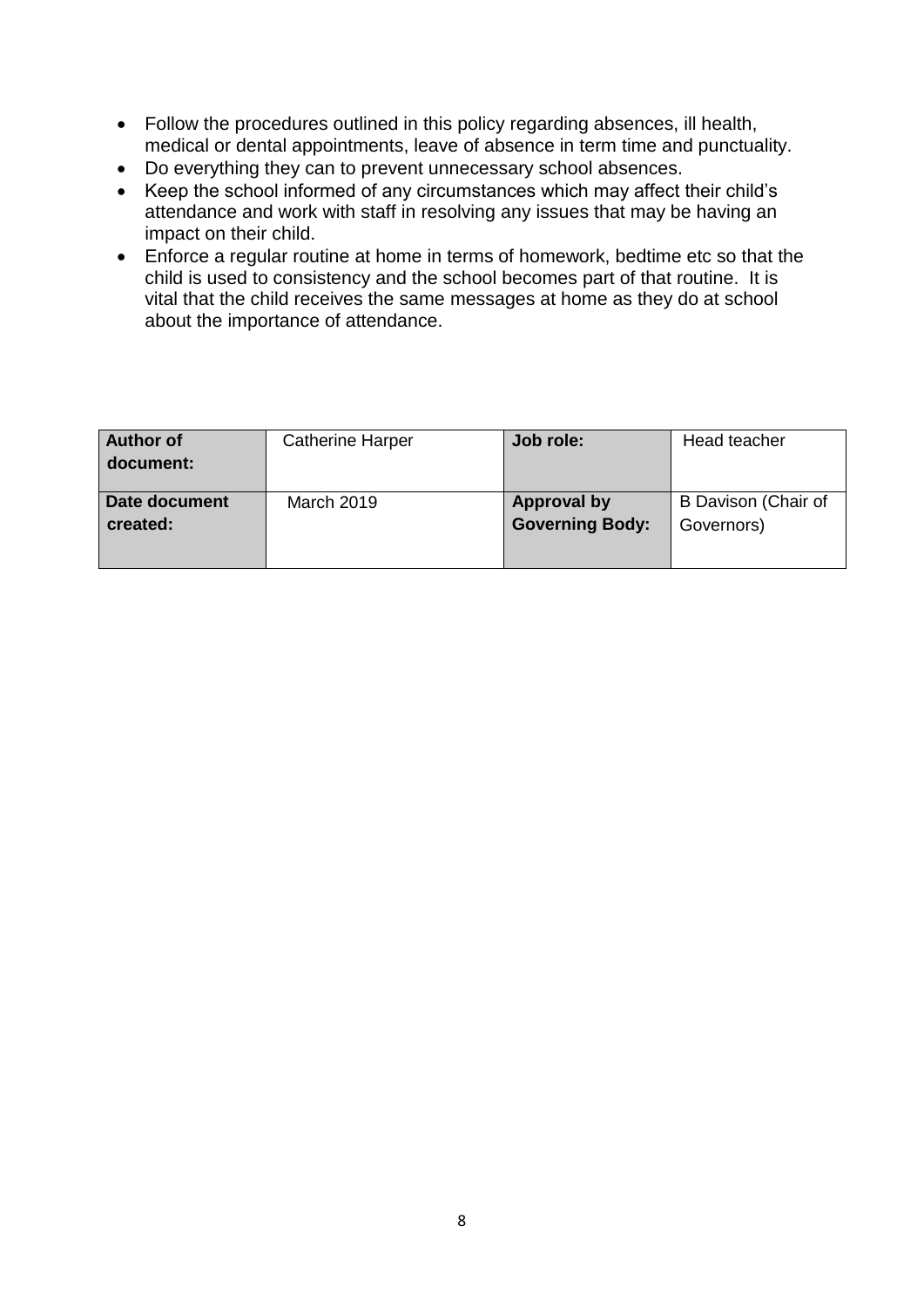- Follow the procedures outlined in this policy regarding absences, ill health, medical or dental appointments, leave of absence in term time and punctuality.
- Do everything they can to prevent unnecessary school absences.
- Keep the school informed of any circumstances which may affect their child's attendance and work with staff in resolving any issues that may be having an impact on their child.
- Enforce a regular routine at home in terms of homework, bedtime etc so that the child is used to consistency and the school becomes part of that routine. It is vital that the child receives the same messages at home as they do at school about the importance of attendance.

| | | | |
|---|---|---|---|
| **Author of document:** | Catherine Harper | **Job role:** | Head teacher |
| **Date document created:** | March 2019 | **Approval by Governing Body:** | B Davison (Chair of Governors) |